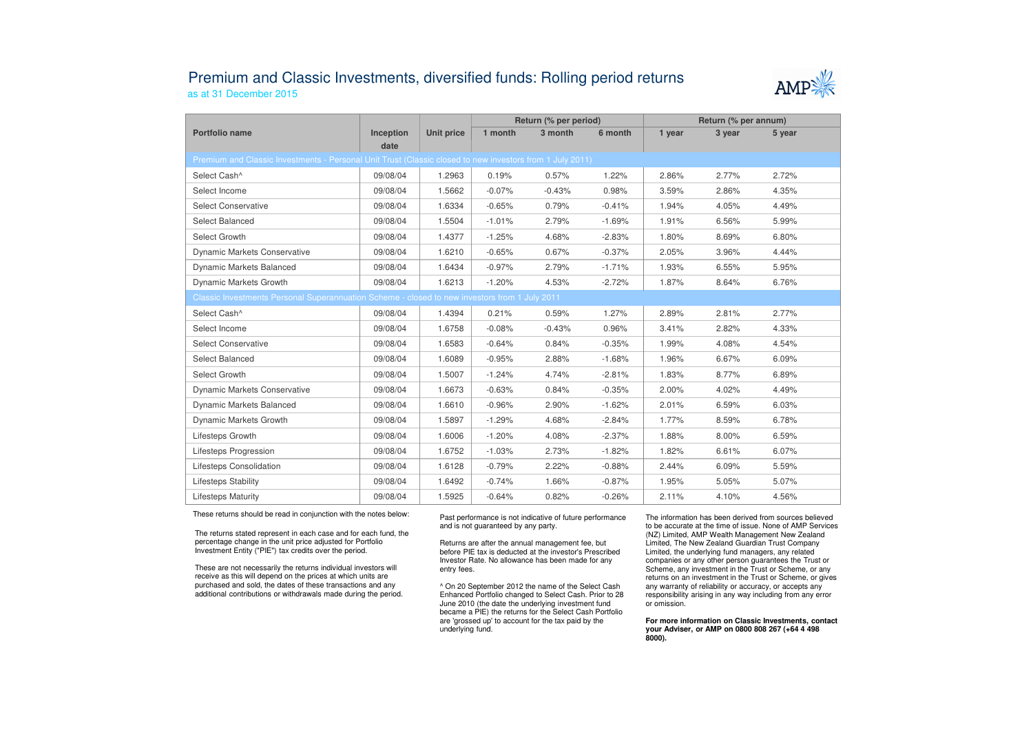# Premium and Classic Investments, diversified funds: Rolling period returns

as at 31 December 2015

| Portfolio name | Inception date | Unit price | Return (% per period) | | | Return (% per annum) | | |
|---|---|---|---|---|---|---|---|---|
| | | | 1 month | 3 month | 6 month | 1 year | 3 year | 5 year |
| Premium and Classic Investments - Personal Unit Trust (Classic closed to new investors from 1 July 2011) | | | | | | | | |
| Select Cash^ | 09/08/04 | 1.2963 | 0.19% | 0.57% | 1.22% | 2.86% | 2.77% | 2.72% |
| Select Income | 09/08/04 | 1.5662 | -0.07% | -0.43% | 0.98% | 3.59% | 2.86% | 4.35% |
| Select Conservative | 09/08/04 | 1.6334 | -0.65% | 0.79% | -0.41% | 1.94% | 4.05% | 4.49% |
| Select Balanced | 09/08/04 | 1.5504 | -1.01% | 2.79% | -1.69% | 1.91% | 6.56% | 5.99% |
| Select Growth | 09/08/04 | 1.4377 | -1.25% | 4.68% | -2.83% | 1.80% | 8.69% | 6.80% |
| Dynamic Markets Conservative | 09/08/04 | 1.6210 | -0.65% | 0.67% | -0.37% | 2.05% | 3.96% | 4.44% |
| Dynamic Markets Balanced | 09/08/04 | 1.6434 | -0.97% | 2.79% | -1.71% | 1.93% | 6.55% | 5.95% |
| Dynamic Markets Growth | 09/08/04 | 1.6213 | -1.20% | 4.53% | -2.72% | 1.87% | 8.64% | 6.76% |
| Classic Investments Personal Superannuation Scheme - closed to new investors from 1 July 2011 | | | | | | | | |
| Select Cash^ | 09/08/04 | 1.4394 | 0.21% | 0.59% | 1.27% | 2.89% | 2.81% | 2.77% |
| Select Income | 09/08/04 | 1.6758 | -0.08% | -0.43% | 0.96% | 3.41% | 2.82% | 4.33% |
| Select Conservative | 09/08/04 | 1.6583 | -0.64% | 0.84% | -0.35% | 1.99% | 4.08% | 4.54% |
| Select Balanced | 09/08/04 | 1.6089 | -0.95% | 2.88% | -1.68% | 1.96% | 6.67% | 6.09% |
| Select Growth | 09/08/04 | 1.5007 | -1.24% | 4.74% | -2.81% | 1.83% | 8.77% | 6.89% |
| Dynamic Markets Conservative | 09/08/04 | 1.6673 | -0.63% | 0.84% | -0.35% | 2.00% | 4.02% | 4.49% |
| Dynamic Markets Balanced | 09/08/04 | 1.6610 | -0.96% | 2.90% | -1.62% | 2.01% | 6.59% | 6.03% |
| Dynamic Markets Growth | 09/08/04 | 1.5897 | -1.29% | 4.68% | -2.84% | 1.77% | 8.59% | 6.78% |
| Lifesteps Growth | 09/08/04 | 1.6006 | -1.20% | 4.08% | -2.37% | 1.88% | 8.00% | 6.59% |
| Lifesteps Progression | 09/08/04 | 1.6752 | -1.03% | 2.73% | -1.82% | 1.82% | 6.61% | 6.07% |
| Lifesteps Consolidation | 09/08/04 | 1.6128 | -0.79% | 2.22% | -0.88% | 2.44% | 6.09% | 5.59% |
| Lifesteps Stability | 09/08/04 | 1.6492 | -0.74% | 1.66% | -0.87% | 1.95% | 5.05% | 5.07% |
| Lifesteps Maturity | 09/08/04 | 1.5925 | -0.64% | 0.82% | -0.26% | 2.11% | 4.10% | 4.56% |

These returns should be read in conjunction with the notes below:

The returns stated represent in each case and for each fund, the percentage change in the unit price adjusted for Portfolio Investment Entity ("PIE") tax credits over the period.

These are not necessarily the returns individual investors will receive as this will depend on the prices at which units are purchased and sold, the dates of these transactions and any additional contributions or withdrawals made during the period.

Past performance is not indicative of future performance and is not guaranteed by any party.

Returns are after the annual management fee, but before PIE tax is deducted at the investor's Prescribed Investor Rate. No allowance has been made for any entry fees.

^ On 20 September 2012 the name of the Select Cash Enhanced Portfolio changed to Select Cash. Prior to 28 June 2010 (the date the underlying investment fund became a PIE) the returns for the Select Cash Portfolio are 'grossed up' to account for the tax paid by the underlying fund.

The information has been derived from sources believed to be accurate at the time of issue. None of AMP Services (NZ) Limited, AMP Wealth Management New Zealand Limited, The New Zealand Guardian Trust Company Limited, the underlying fund managers, any related companies or any other person guarantees the Trust or Scheme, any investment in the Trust or Scheme, or any returns on an investment in the Trust or Scheme, or gives any warranty of reliability or accuracy, or accepts any responsibility arising in any way including from any error or omission.

**For more information on Classic Investments, contact your Adviser, or AMP on 0800 808 267 (+64 4 498 8000).**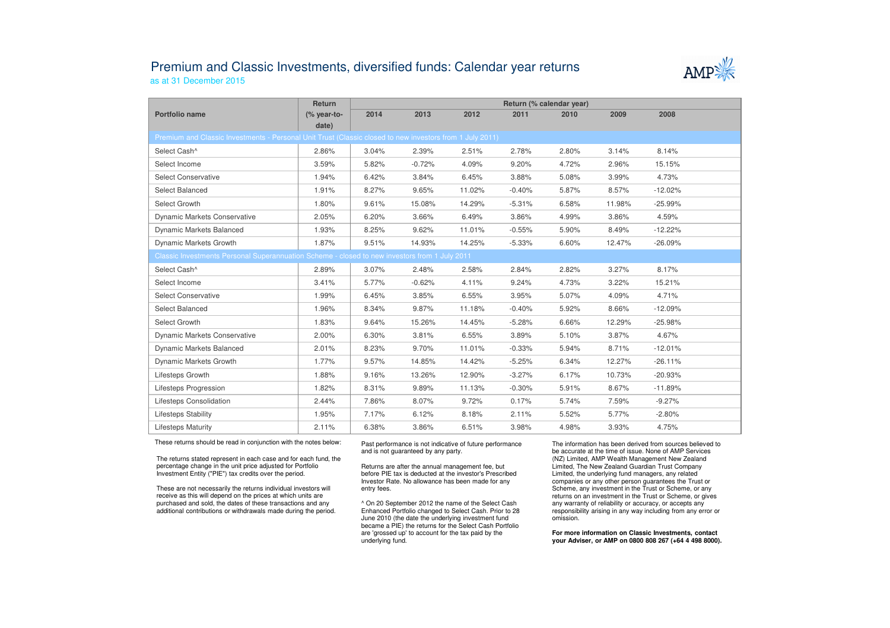# Premium and Classic Investments, diversified funds: Calendar year returns

as at 31 December 2015

| Portfolio name | Return (% year-to-date) | Return (% calendar year) | | | | | | |
|---|---|---|---|---|---|---|---|---|
| | | 2014 | 2013 | 2012 | 2011 | 2010 | 2009 | 2008 |
| Premium and Classic Investments - Personal Unit Trust (Classic closed to new investors from 1 July 2011) | | | | | | | | |
| Select Cash^ | 2.86% | 3.04% | 2.39% | 2.51% | 2.78% | 2.80% | 3.14% | 8.14% |
| Select Income | 3.59% | 5.82% | -0.72% | 4.09% | 9.20% | 4.72% | 2.96% | 15.15% |
| Select Conservative | 1.94% | 6.42% | 3.84% | 6.45% | 3.88% | 5.08% | 3.99% | 4.73% |
| Select Balanced | 1.91% | 8.27% | 9.65% | 11.02% | -0.40% | 5.87% | 8.57% | -12.02% |
| Select Growth | 1.80% | 9.61% | 15.08% | 14.29% | -5.31% | 6.58% | 11.98% | -25.99% |
| Dynamic Markets Conservative | 2.05% | 6.20% | 3.66% | 6.49% | 3.86% | 4.99% | 3.86% | 4.59% |
| Dynamic Markets Balanced | 1.93% | 8.25% | 9.62% | 11.01% | -0.55% | 5.90% | 8.49% | -12.22% |
| Dynamic Markets Growth | 1.87% | 9.51% | 14.93% | 14.25% | -5.33% | 6.60% | 12.47% | -26.09% |
| Classic Investments Personal Superannuation Scheme - closed to new investors from 1 July 2011 | | | | | | | | |
| Select Cash^ | 2.89% | 3.07% | 2.48% | 2.58% | 2.84% | 2.82% | 3.27% | 8.17% |
| Select Income | 3.41% | 5.77% | -0.62% | 4.11% | 9.24% | 4.73% | 3.22% | 15.21% |
| Select Conservative | 1.99% | 6.45% | 3.85% | 6.55% | 3.95% | 5.07% | 4.09% | 4.71% |
| Select Balanced | 1.96% | 8.34% | 9.87% | 11.18% | -0.40% | 5.92% | 8.66% | -12.09% |
| Select Growth | 1.83% | 9.64% | 15.26% | 14.45% | -5.28% | 6.66% | 12.29% | -25.98% |
| Dynamic Markets Conservative | 2.00% | 6.30% | 3.81% | 6.55% | 3.89% | 5.10% | 3.87% | 4.67% |
| Dynamic Markets Balanced | 2.01% | 8.23% | 9.70% | 11.01% | -0.33% | 5.94% | 8.71% | -12.01% |
| Dynamic Markets Growth | 1.77% | 9.57% | 14.85% | 14.42% | -5.25% | 6.34% | 12.27% | -26.11% |
| Lifesteps Growth | 1.88% | 9.16% | 13.26% | 12.90% | -3.27% | 6.17% | 10.73% | -20.93% |
| Lifesteps Progression | 1.82% | 8.31% | 9.89% | 11.13% | -0.30% | 5.91% | 8.67% | -11.89% |
| Lifesteps Consolidation | 2.44% | 7.86% | 8.07% | 9.72% | 0.17% | 5.74% | 7.59% | -9.27% |
| Lifesteps Stability | 1.95% | 7.17% | 6.12% | 8.18% | 2.11% | 5.52% | 5.77% | -2.80% |
| Lifesteps Maturity | 2.11% | 6.38% | 3.86% | 6.51% | 3.98% | 4.98% | 3.93% | 4.75% |

These returns should be read in conjunction with the notes below:

The returns stated represent in each case and for each fund, the percentage change in the unit price adjusted for Portfolio Investment Entity ("PIE") tax credits over the period.

These are not necessarily the returns individual investors will receive as this will depend on the prices at which units are purchased and sold, the dates of these transactions and any additional contributions or withdrawals made during the period.

Past performance is not indicative of future performance and is not guaranteed by any party.

Returns are after the annual management fee, but before PIE tax is deducted at the investor's Prescribed Investor Rate. No allowance has been made for any entry fees.

^ On 20 September 2012 the name of the Select Cash Enhanced Portfolio changed to Select Cash. Prior to 28 June 2010 (the date the underlying investment fund became a PIE) the returns for the Select Cash Portfolio are 'grossed up' to account for the tax paid by the underlying fund.

The information has been derived from sources believed to be accurate at the time of issue. None of AMP Services (NZ) Limited, AMP Wealth Management New Zealand Limited, The New Zealand Guardian Trust Company Limited, the underlying fund managers, any related companies or any other person guarantees the Trust or Scheme, any investment in the Trust or Scheme, or any returns on an investment in the Trust or Scheme, or gives any warranty of reliability or accuracy, or accepts any responsibility arising in any way including from any error or omission.

**For more information on Classic Investments, contact your Adviser, or AMP on 0800 808 267 (+64 4 498 8000).**